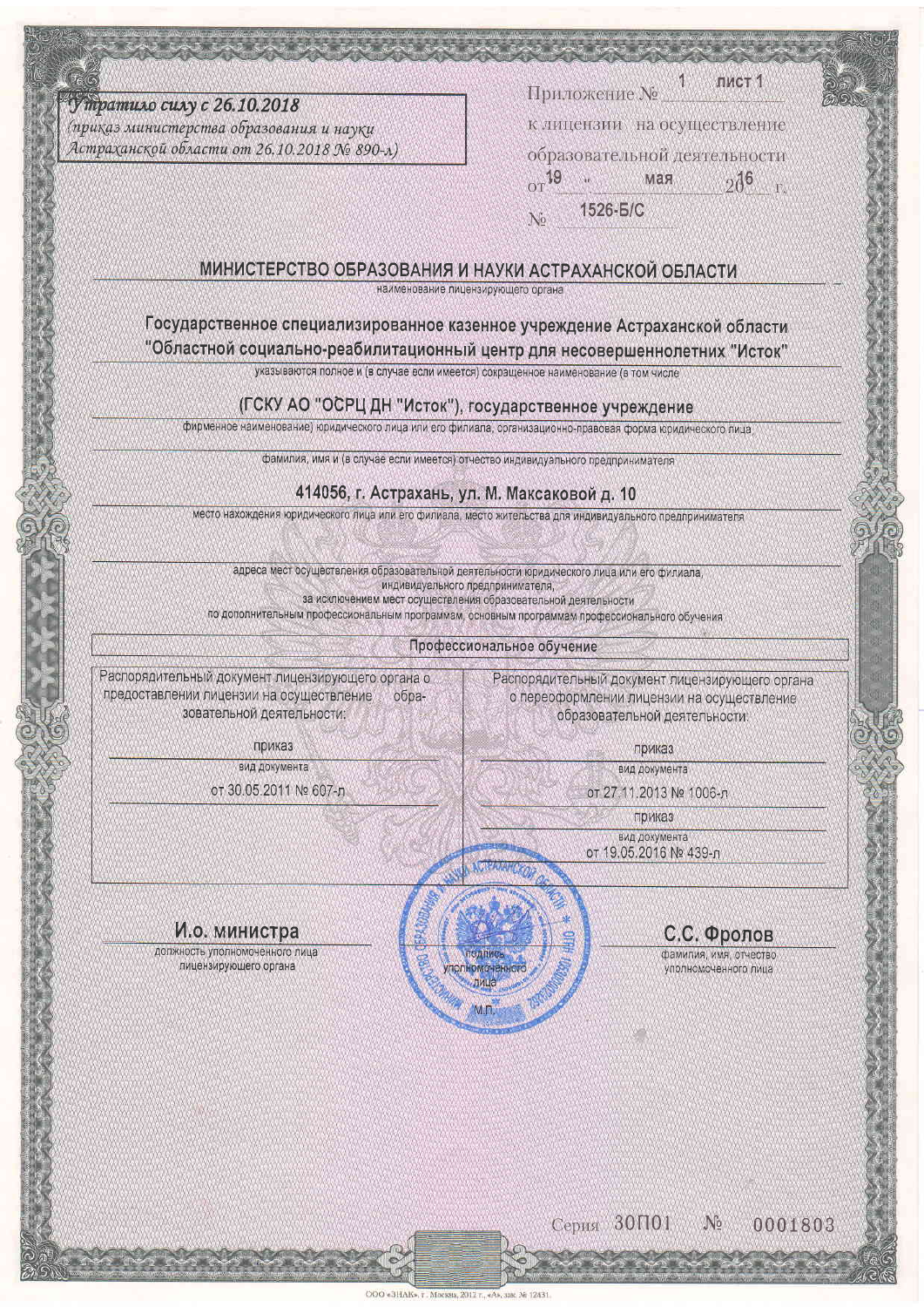*Утратило силу с 26.10.2018*
*(приказ министерства образования и науки Астраханской области от 26.10.2018 № 890-л)*

Приложение № 1 лист 1
к лицензии на осуществление образовательной деятельности
от «19» мая 2016 г.
№ 1526-Б/С

## МИНИСТЕРСТВО ОБРАЗОВАНИЯ И НАУКИ АСТРАХАНСКОЙ ОБЛАСТИ

наименование лицензирующего органа

**Государственное специализированное казенное учреждение Астраханской области "Областной социально-реабилитационный центр для несовершеннолетних "Исток"**

указываются полное и (в случае если имеется) сокращенное наименование (в том числе

**(ГСКУ АО "ОСРЦ ДН "Исток"), государственное учреждение**

фирменное наименование) юридического лица или его филиала, организационно-правовая форма юридического лица

фамилия, имя и (в случае если имеется) отчество индивидуального предпринимателя

**414056, г. Астрахань, ул. М. Максаковой д. 10**

место нахождения юридического лица или его филиала, место жительства для индивидуального предпринимателя

адреса мест осуществления образовательной деятельности юридического лица или его филиала, индивидуального предпринимателя, за исключением мест осуществления образовательной деятельности по дополнительным профессиональным программам, основным программам профессионального обучения

| Профессиональное обучение | |
|---|---|
| Распорядительный документ лицензирующего органа о предоставлении лицензии на осуществление образовательной деятельности: | Распорядительный документ лицензирующего органа о переоформлении лицензии на осуществление образовательной деятельности: |
| приказ<br>вид документа<br>от 30.05.2011 № 607-л | приказ<br>вид документа<br>от 27.11.2013 № 1006-л<br>приказ<br>вид документа<br>от 19.05.2016 № 439-л |

**И.о. министра**
должность уполномоченного лица лицензирующего органа

подпись уполномоченного лица

М.П.

**С.С. Фролов**
фамилия, имя, отчество уполномоченного лица

Серия 30П01 № 0001803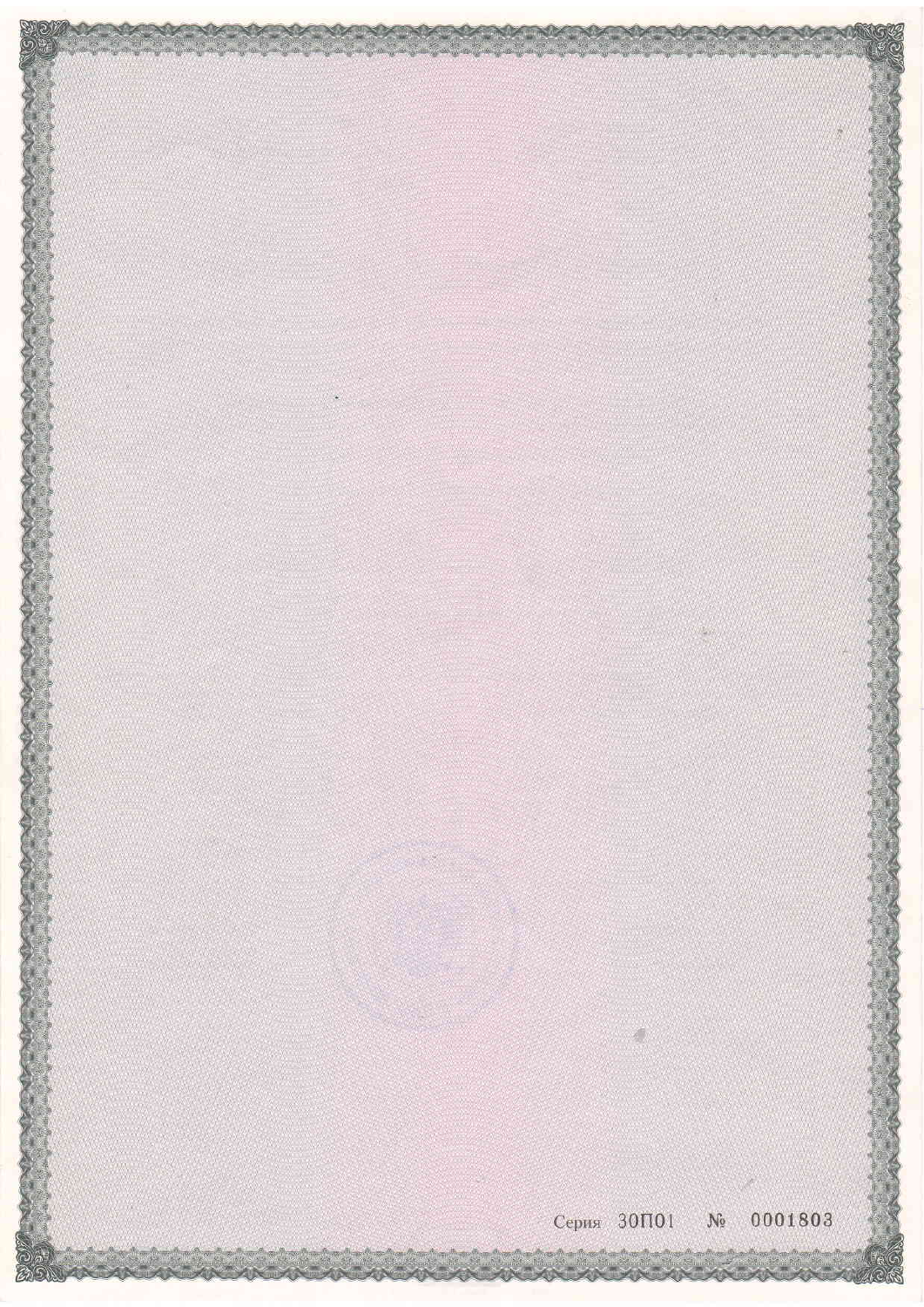Серия 30П01 № 0001803